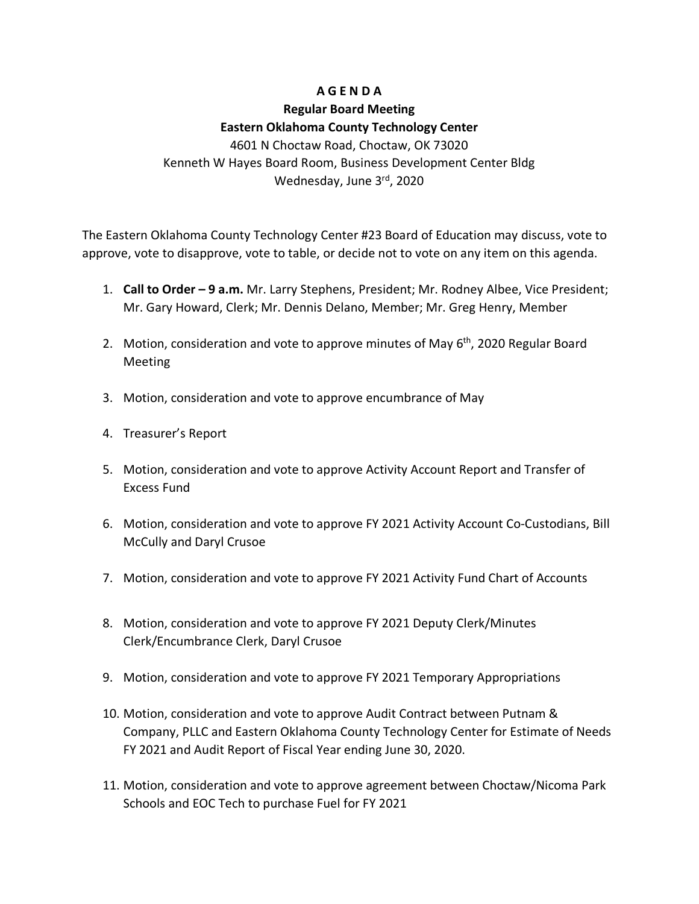# A G E N D A

## Regular Board Meeting

## Eastern Oklahoma County Technology Center

4601 N Choctaw Road, Choctaw, OK 73020
Kenneth W Hayes Board Room, Business Development Center Bldg
Wednesday, June 3rd, 2020

The Eastern Oklahoma County Technology Center #23 Board of Education may discuss, vote to approve, vote to disapprove, vote to table, or decide not to vote on any item on this agenda.

1. **Call to Order – 9 a.m.** Mr. Larry Stephens, President; Mr. Rodney Albee, Vice President; Mr. Gary Howard, Clerk; Mr. Dennis Delano, Member; Mr. Greg Henry, Member
2. Motion, consideration and vote to approve minutes of May 6th, 2020 Regular Board Meeting
3. Motion, consideration and vote to approve encumbrance of May
4. Treasurer's Report
5. Motion, consideration and vote to approve Activity Account Report and Transfer of Excess Fund
6. Motion, consideration and vote to approve FY 2021 Activity Account Co-Custodians, Bill McCully and Daryl Crusoe
7. Motion, consideration and vote to approve FY 2021 Activity Fund Chart of Accounts
8. Motion, consideration and vote to approve FY 2021 Deputy Clerk/Minutes Clerk/Encumbrance Clerk, Daryl Crusoe
9. Motion, consideration and vote to approve FY 2021 Temporary Appropriations
10. Motion, consideration and vote to approve Audit Contract between Putnam & Company, PLLC and Eastern Oklahoma County Technology Center for Estimate of Needs FY 2021 and Audit Report of Fiscal Year ending June 30, 2020.
11. Motion, consideration and vote to approve agreement between Choctaw/Nicoma Park Schools and EOC Tech to purchase Fuel for FY 2021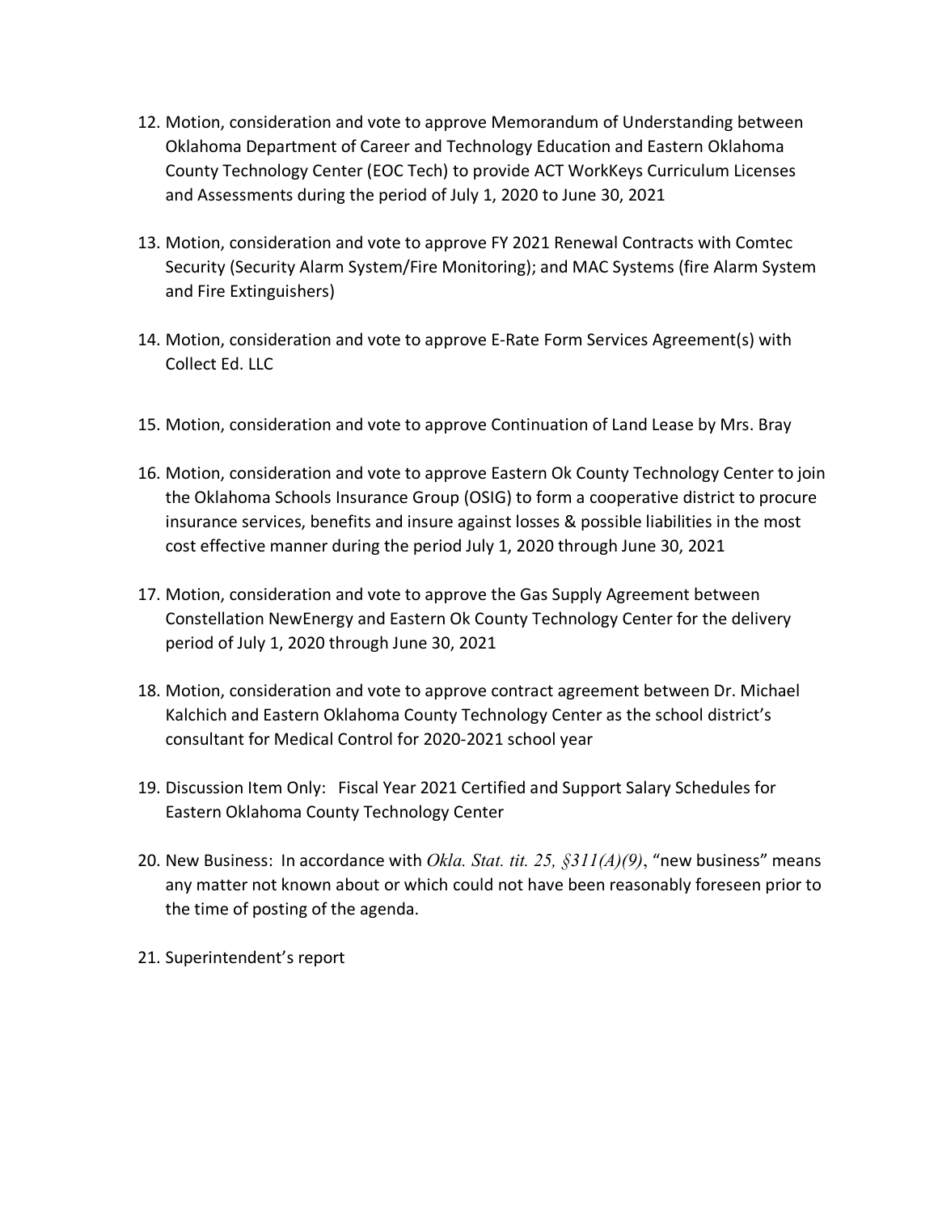12. Motion, consideration and vote to approve Memorandum of Understanding between Oklahoma Department of Career and Technology Education and Eastern Oklahoma County Technology Center (EOC Tech) to provide ACT WorkKeys Curriculum Licenses and Assessments during the period of July 1, 2020 to June 30, 2021

13. Motion, consideration and vote to approve FY 2021 Renewal Contracts with Comtec Security (Security Alarm System/Fire Monitoring); and MAC Systems (fire Alarm System and Fire Extinguishers)

14. Motion, consideration and vote to approve E-Rate Form Services Agreement(s) with Collect Ed. LLC

15. Motion, consideration and vote to approve Continuation of Land Lease by Mrs. Bray

16. Motion, consideration and vote to approve Eastern Ok County Technology Center to join the Oklahoma Schools Insurance Group (OSIG) to form a cooperative district to procure insurance services, benefits and insure against losses & possible liabilities in the most cost effective manner during the period July 1, 2020 through June 30, 2021

17. Motion, consideration and vote to approve the Gas Supply Agreement between Constellation NewEnergy and Eastern Ok County Technology Center for the delivery period of July 1, 2020 through June 30, 2021

18. Motion, consideration and vote to approve contract agreement between Dr. Michael Kalchich and Eastern Oklahoma County Technology Center as the school district's consultant for Medical Control for 2020-2021 school year

19. Discussion Item Only: Fiscal Year 2021 Certified and Support Salary Schedules for Eastern Oklahoma County Technology Center

20. New Business: In accordance with *Okla. Stat. tit. 25, §311(A)(9)*, "new business" means any matter not known about or which could not have been reasonably foreseen prior to the time of posting of the agenda.

21. Superintendent's report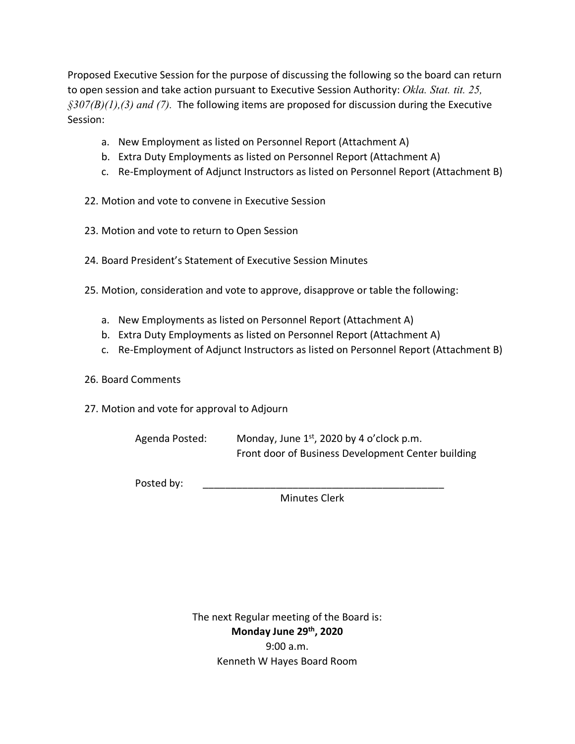Proposed Executive Session for the purpose of discussing the following so the board can return to open session and take action pursuant to Executive Session Authority: *Okla. Stat. tit. 25, §307(B)(1),(3) and (7).* The following items are proposed for discussion during the Executive Session:

a. New Employment as listed on Personnel Report (Attachment A)
b. Extra Duty Employments as listed on Personnel Report (Attachment A)
c. Re-Employment of Adjunct Instructors as listed on Personnel Report (Attachment B)

22. Motion and vote to convene in Executive Session

23. Motion and vote to return to Open Session

24. Board President's Statement of Executive Session Minutes

25. Motion, consideration and vote to approve, disapprove or table the following:

    a. New Employments as listed on Personnel Report (Attachment A)
    b. Extra Duty Employments as listed on Personnel Report (Attachment A)
    c. Re-Employment of Adjunct Instructors as listed on Personnel Report (Attachment B)

26. Board Comments

27. Motion and vote for approval to Adjourn

Agenda Posted: Monday, June 1st, 2020 by 4 o'clock p.m.
Front door of Business Development Center building

Posted by: ____________________________________________
Minutes Clerk

The next Regular meeting of the Board is:
**Monday June 29th, 2020**
9:00 a.m.
Kenneth W Hayes Board Room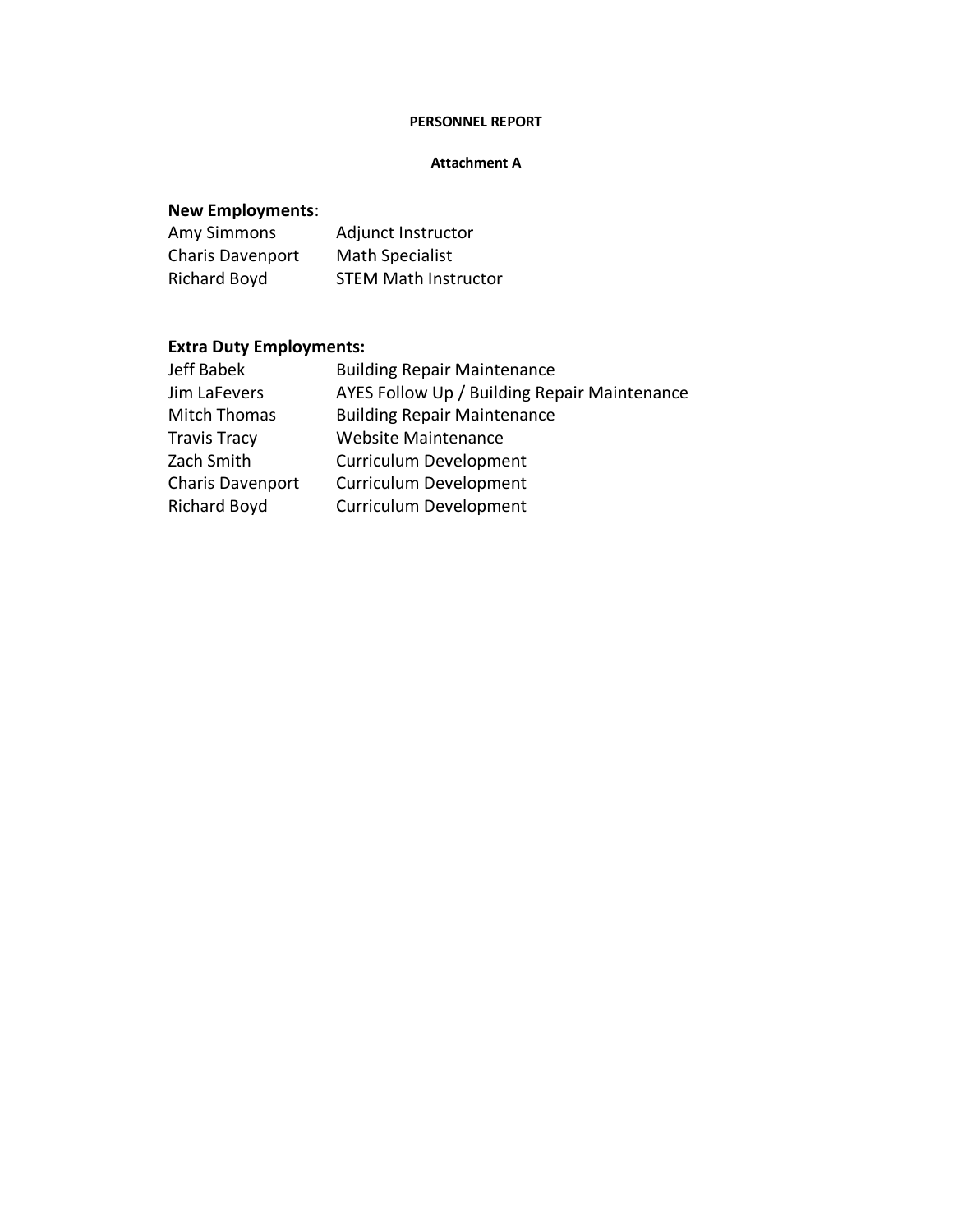**PERSONNEL REPORT**

**Attachment A**

**New Employments**:

| | |
|---|---|
| Amy Simmons | Adjunct Instructor |
| Charis Davenport | Math Specialist |
| Richard Boyd | STEM Math Instructor |

**Extra Duty Employments:**

| | |
|---|---|
| Jeff Babek | Building Repair Maintenance |
| Jim LaFevers | AYES Follow Up / Building Repair Maintenance |
| Mitch Thomas | Building Repair Maintenance |
| Travis Tracy | Website Maintenance |
| Zach Smith | Curriculum Development |
| Charis Davenport | Curriculum Development |
| Richard Boyd | Curriculum Development |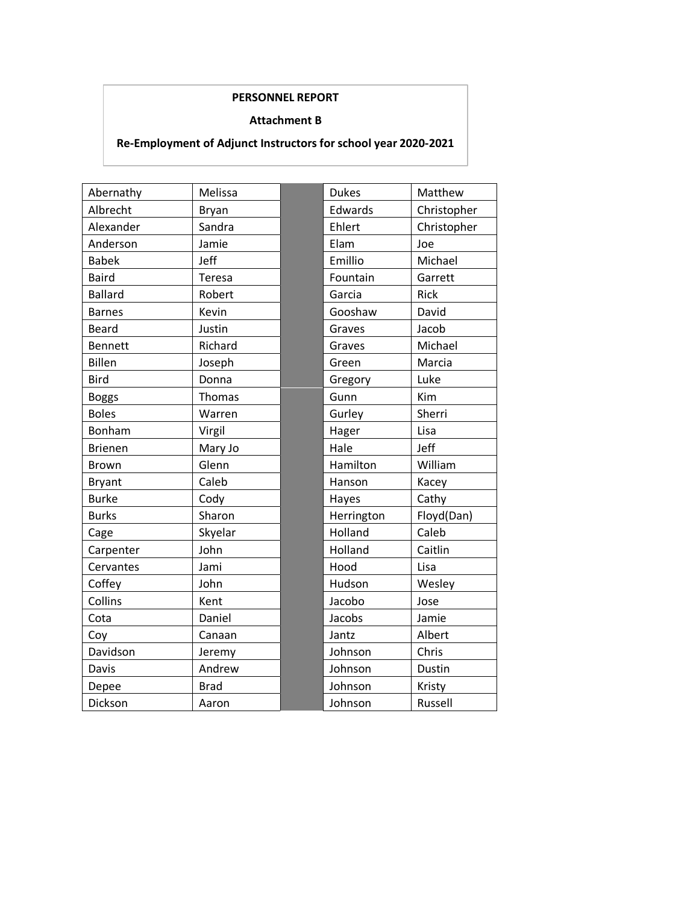**PERSONNEL REPORT**

**Attachment B**

**Re-Employment of Adjunct Instructors for school year 2020-2021**

| Last Name | First Name |
|---|---|
| Abernathy | Melissa |
| Albrecht | Bryan |
| Alexander | Sandra |
| Anderson | Jamie |
| Babek | Jeff |
| Baird | Teresa |
| Ballard | Robert |
| Barnes | Kevin |
| Beard | Justin |
| Bennett | Richard |
| Billen | Joseph |
| Bird | Donna |
| Boggs | Thomas |
| Boles | Warren |
| Bonham | Virgil |
| Brienen | Mary Jo |
| Brown | Glenn |
| Bryant | Caleb |
| Burke | Cody |
| Burks | Sharon |
| Cage | Skyelar |
| Carpenter | John |
| Cervantes | Jami |
| Coffey | John |
| Collins | Kent |
| Cota | Daniel |
| Coy | Canaan |
| Davidson | Jeremy |
| Davis | Andrew |
| Depee | Brad |
| Dickson | Aaron |
| Dukes | Matthew |
| Edwards | Christopher |
| Ehlert | Christopher |
| Elam | Joe |
| Emillio | Michael |
| Fountain | Garrett |
| Garcia | Rick |
| Gooshaw | David |
| Graves | Jacob |
| Graves | Michael |
| Green | Marcia |
| Gregory | Luke |
| Gunn | Kim |
| Gurley | Sherri |
| Hager | Lisa |
| Hale | Jeff |
| Hamilton | William |
| Hanson | Kacey |
| Hayes | Cathy |
| Herrington | Floyd(Dan) |
| Holland | Caleb |
| Holland | Caitlin |
| Hood | Lisa |
| Hudson | Wesley |
| Jacobo | Jose |
| Jacobs | Jamie |
| Jantz | Albert |
| Johnson | Chris |
| Johnson | Dustin |
| Johnson | Kristy |
| Johnson | Russell |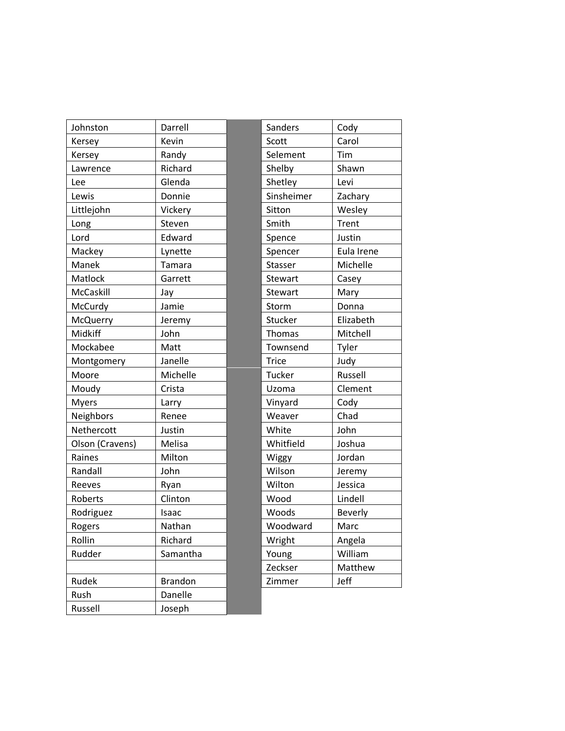| | |
|---|---|
| Johnston | Darrell |
| Kersey | Kevin |
| Kersey | Randy |
| Lawrence | Richard |
| Lee | Glenda |
| Lewis | Donnie |
| Littlejohn | Vickery |
| Long | Steven |
| Lord | Edward |
| Mackey | Lynette |
| Manek | Tamara |
| Matlock | Garrett |
| McCaskill | Jay |
| McCurdy | Jamie |
| McQuerry | Jeremy |
| Midkiff | John |
| Mockabee | Matt |
| Montgomery | Janelle |
| Moore | Michelle |
| Moudy | Crista |
| Myers | Larry |
| Neighbors | Renee |
| Nethercott | Justin |
| Olson (Cravens) | Melisa |
| Raines | Milton |
| Randall | John |
| Reeves | Ryan |
| Roberts | Clinton |
| Rodriguez | Isaac |
| Rogers | Nathan |
| Rollin | Richard |
| Rudder | Samantha |
| | |
| Rudek | Brandon |
| Rush | Danelle |
| Russell | Joseph |

| | |
|---|---|
| Sanders | Cody |
| Scott | Carol |
| Selement | Tim |
| Shelby | Shawn |
| Shetley | Levi |
| Sinsheimer | Zachary |
| Sitton | Wesley |
| Smith | Trent |
| Spence | Justin |
| Spencer | Eula Irene |
| Stasser | Michelle |
| Stewart | Casey |
| Stewart | Mary |
| Storm | Donna |
| Stucker | Elizabeth |
| Thomas | Mitchell |
| Townsend | Tyler |
| Trice | Judy |
| Tucker | Russell |
| Uzoma | Clement |
| Vinyard | Cody |
| Weaver | Chad |
| White | John |
| Whitfield | Joshua |
| Wiggy | Jordan |
| Wilson | Jeremy |
| Wilton | Jessica |
| Wood | Lindell |
| Woods | Beverly |
| Woodward | Marc |
| Wright | Angela |
| Young | William |
| Zeckser | Matthew |
| Zimmer | Jeff |